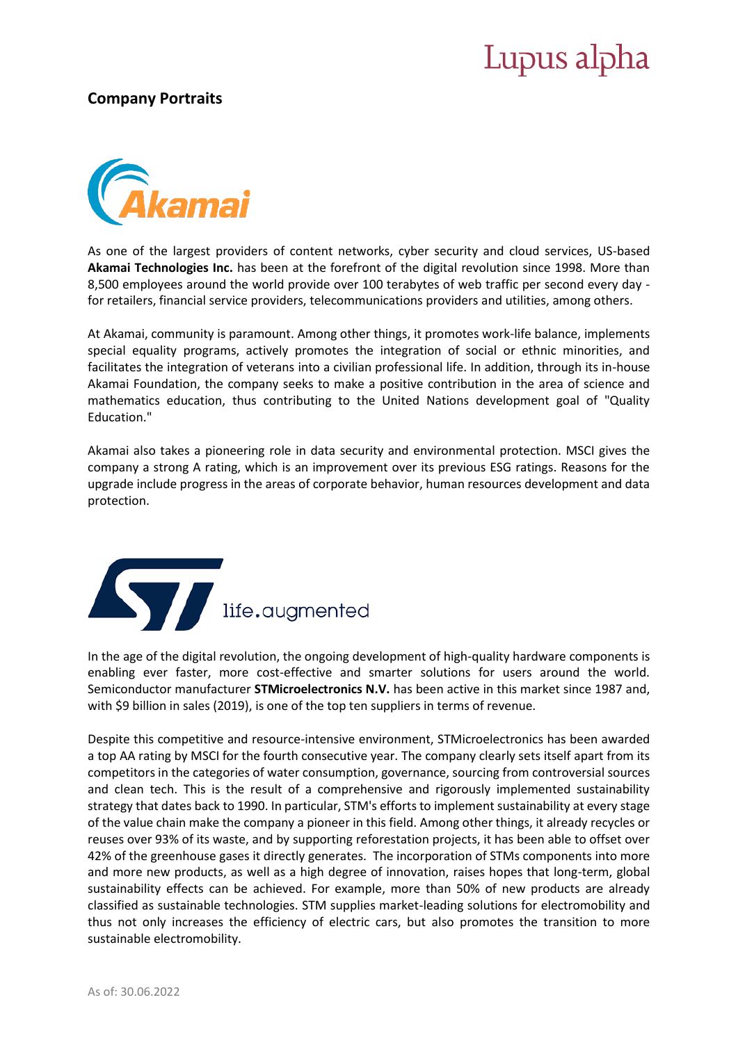## Company Portraits

As one of the largest providers of content networks, cyber security and cloud services, US-based **Akamai Technologies Inc.** has been at the forefront of the digital revolution since 1998. More than 8,500 employees around the world provide over 100 terabytes of web traffic per second every day - for retailers, financial service providers, telecommunications providers and utilities, among others.

At Akamai, community is paramount. Among other things, it promotes work-life balance, implements special equality programs, actively promotes the integration of social or ethnic minorities, and facilitates the integration of veterans into a civilian professional life. In addition, through its in-house Akamai Foundation, the company seeks to make a positive contribution in the area of science and mathematics education, thus contributing to the United Nations development goal of "Quality Education."

Akamai also takes a pioneering role in data security and environmental protection. MSCI gives the company a strong A rating, which is an improvement over its previous ESG ratings. Reasons for the upgrade include progress in the areas of corporate behavior, human resources development and data protection.

life.augmented

In the age of the digital revolution, the ongoing development of high-quality hardware components is enabling ever faster, more cost-effective and smarter solutions for users around the world. Semiconductor manufacturer **STMicroelectronics N.V.** has been active in this market since 1987 and, with $9 billion in sales (2019), is one of the top ten suppliers in terms of revenue.

Despite this competitive and resource-intensive environment, STMicroelectronics has been awarded a top AA rating by MSCI for the fourth consecutive year. The company clearly sets itself apart from its competitors in the categories of water consumption, governance, sourcing from controversial sources and clean tech. This is the result of a comprehensive and rigorously implemented sustainability strategy that dates back to 1990. In particular, STM's efforts to implement sustainability at every stage of the value chain make the company a pioneer in this field. Among other things, it already recycles or reuses over 93% of its waste, and by supporting reforestation projects, it has been able to offset over 42% of the greenhouse gases it directly generates. The incorporation of STMs components into more and more new products, as well as a high degree of innovation, raises hopes that long-term, global sustainability effects can be achieved. For example, more than 50% of new products are already classified as sustainable technologies. STM supplies market-leading solutions for electromobility and thus not only increases the efficiency of electric cars, but also promotes the transition to more sustainable electromobility.

As of: 30.06.2022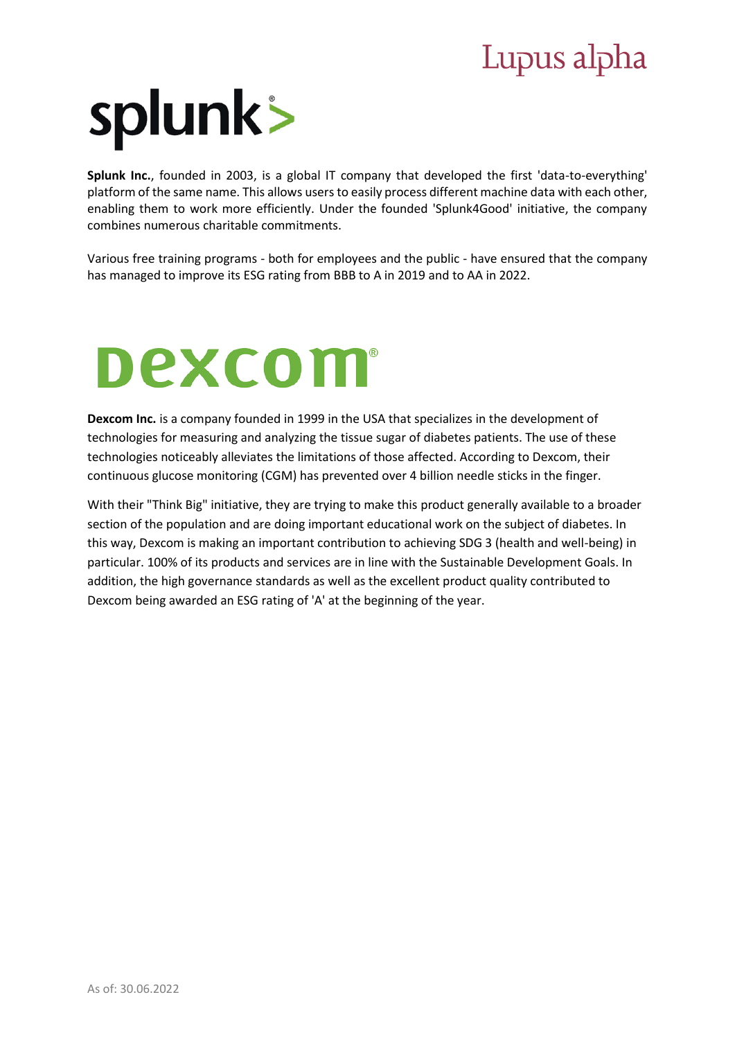# splunk>

**Splunk Inc.**, founded in 2003, is a global IT company that developed the first 'data-to-everything' platform of the same name. This allows users to easily process different machine data with each other, enabling them to work more efficiently. Under the founded 'Splunk4Good' initiative, the company combines numerous charitable commitments.

Various free training programs - both for employees and the public - have ensured that the company has managed to improve its ESG rating from BBB to A in 2019 and to AA in 2022.

# Dexcom

**Dexcom Inc.** is a company founded in 1999 in the USA that specializes in the development of technologies for measuring and analyzing the tissue sugar of diabetes patients. The use of these technologies noticeably alleviates the limitations of those affected. According to Dexcom, their continuous glucose monitoring (CGM) has prevented over 4 billion needle sticks in the finger.

With their "Think Big" initiative, they are trying to make this product generally available to a broader section of the population and are doing important educational work on the subject of diabetes. In this way, Dexcom is making an important contribution to achieving SDG 3 (health and well-being) in particular. 100% of its products and services are in line with the Sustainable Development Goals. In addition, the high governance standards as well as the excellent product quality contributed to Dexcom being awarded an ESG rating of 'A' at the beginning of the year.

As of: 30.06.2022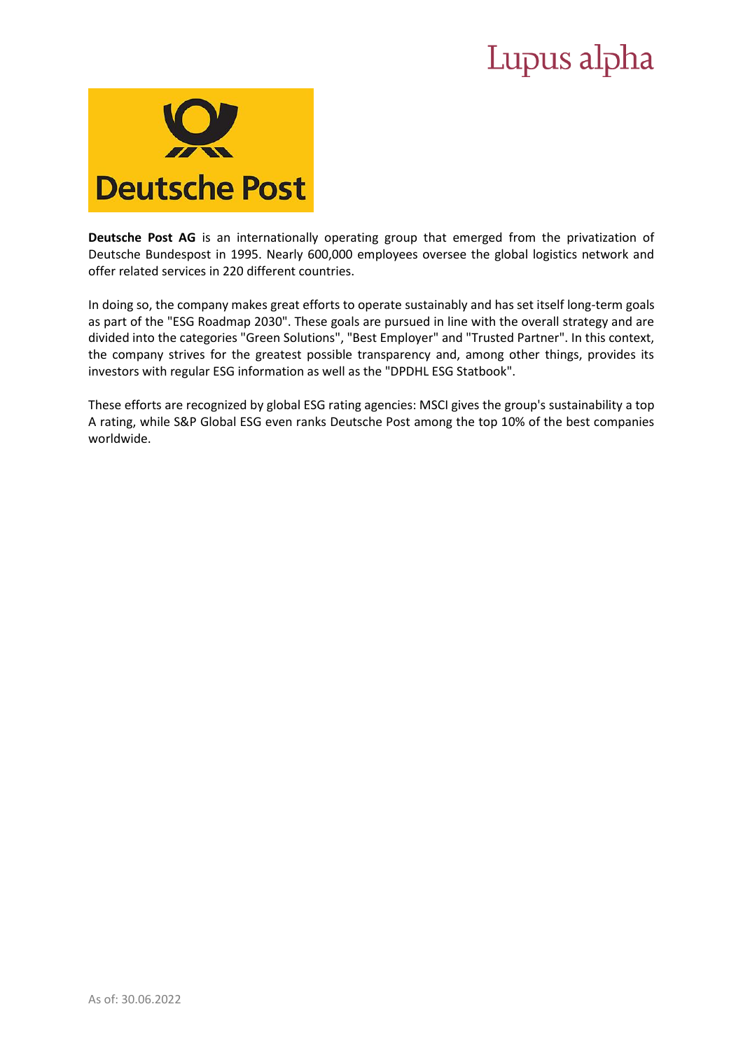**Deutsche Post AG** is an internationally operating group that emerged from the privatization of Deutsche Bundespost in 1995. Nearly 600,000 employees oversee the global logistics network and offer related services in 220 different countries.

In doing so, the company makes great efforts to operate sustainably and has set itself long-term goals as part of the "ESG Roadmap 2030". These goals are pursued in line with the overall strategy and are divided into the categories "Green Solutions", "Best Employer" and "Trusted Partner". In this context, the company strives for the greatest possible transparency and, among other things, provides its investors with regular ESG information as well as the "DPDHL ESG Statbook".

These efforts are recognized by global ESG rating agencies: MSCI gives the group's sustainability a top A rating, while S&P Global ESG even ranks Deutsche Post among the top 10% of the best companies worldwide.

As of: 30.06.2022